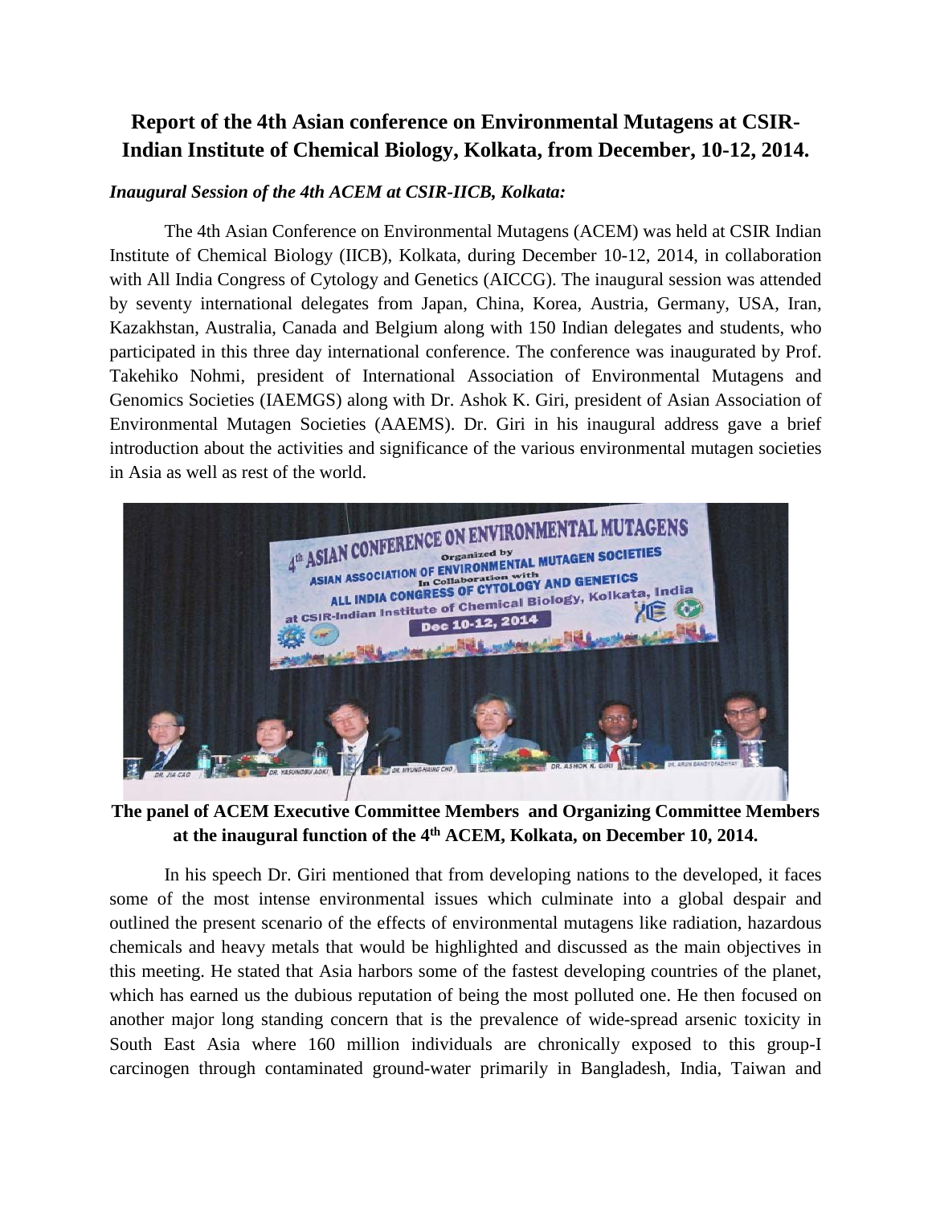# Report of the 4th Asian conference on Environmental Mutagens at CSIR-Indian Institute of Chemical Biology, Kolkata, from December, 10-12, 2014.

### *Inaugural Session of the 4th ACEM at CSIR-IICB, Kolkata:*

The 4th Asian Conference on Environmental Mutagens (ACEM) was held at CSIR Indian Institute of Chemical Biology (IICB), Kolkata, during December 10-12, 2014, in collaboration with All India Congress of Cytology and Genetics (AICCG). The inaugural session was attended by seventy international delegates from Japan, China, Korea, Austria, Germany, USA, Iran, Kazakhstan, Australia, Canada and Belgium along with 150 Indian delegates and students, who participated in this three day international conference. The conference was inaugurated by Prof. Takehiko Nohmi, president of International Association of Environmental Mutagens and Genomics Societies (IAEMGS) along with Dr. Ashok K. Giri, president of Asian Association of Environmental Mutagen Societies (AAEMS). Dr. Giri in his inaugural address gave a brief introduction about the activities and significance of the various environmental mutagen societies in Asia as well as rest of the world.

**The panel of ACEM Executive Committee Members and Organizing Committee Members at the inaugural function of the 4th ACEM, Kolkata, on December 10, 2014.**

In his speech Dr. Giri mentioned that from developing nations to the developed, it faces some of the most intense environmental issues which culminate into a global despair and outlined the present scenario of the effects of environmental mutagens like radiation, hazardous chemicals and heavy metals that would be highlighted and discussed as the main objectives in this meeting. He stated that Asia harbors some of the fastest developing countries of the planet, which has earned us the dubious reputation of being the most polluted one. He then focused on another major long standing concern that is the prevalence of wide-spread arsenic toxicity in South East Asia where 160 million individuals are chronically exposed to this group-I carcinogen through contaminated ground-water primarily in Bangladesh, India, Taiwan and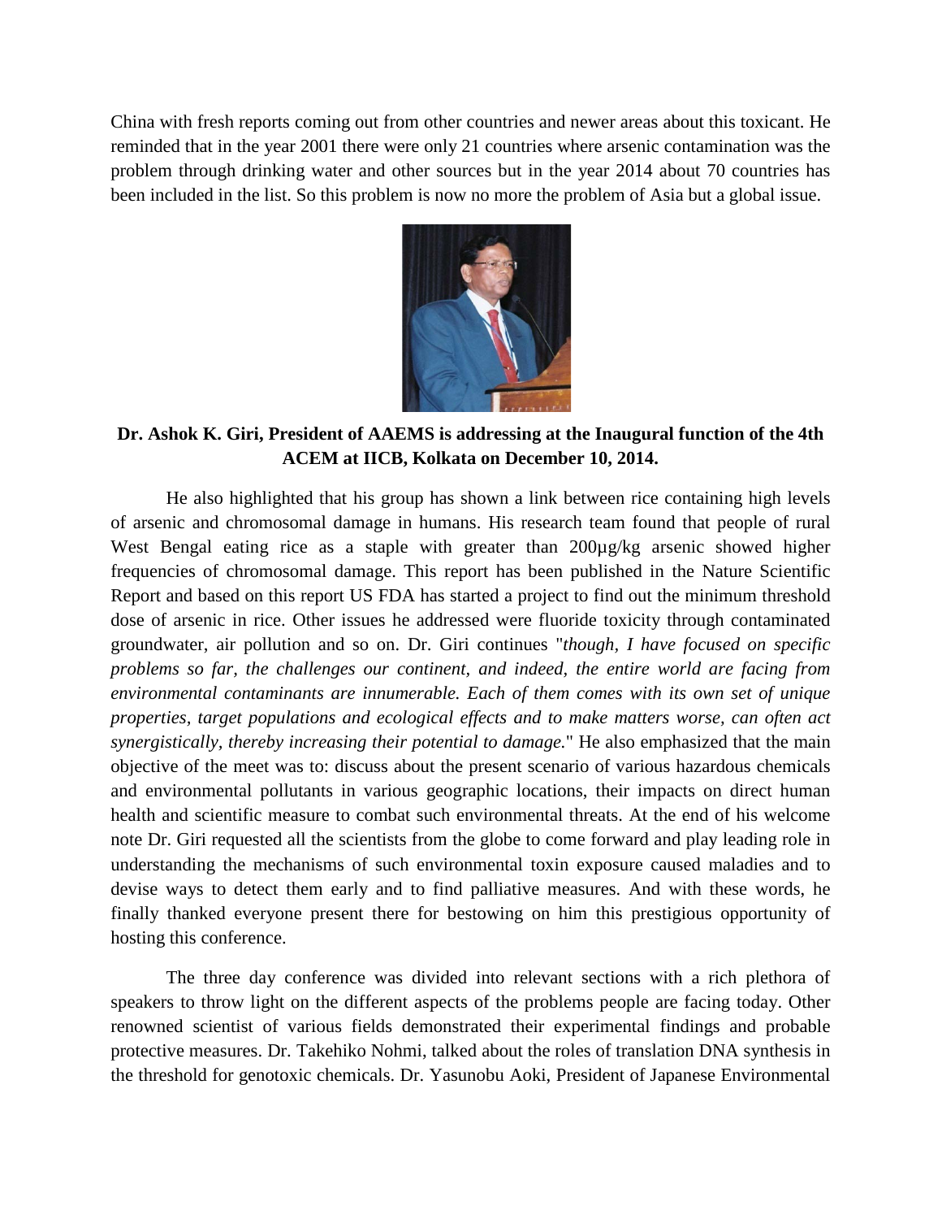China with fresh reports coming out from other countries and newer areas about this toxicant. He reminded that in the year 2001 there were only 21 countries where arsenic contamination was the problem through drinking water and other sources but in the year 2014 about 70 countries has been included in the list. So this problem is now no more the problem of Asia but a global issue.

**Dr. Ashok K. Giri, President of AAEMS is addressing at the Inaugural function of the 4th ACEM at IICB, Kolkata on December 10, 2014.**

He also highlighted that his group has shown a link between rice containing high levels of arsenic and chromosomal damage in humans. His research team found that people of rural West Bengal eating rice as a staple with greater than 200µg/kg arsenic showed higher frequencies of chromosomal damage. This report has been published in the Nature Scientific Report and based on this report US FDA has started a project to find out the minimum threshold dose of arsenic in rice. Other issues he addressed were fluoride toxicity through contaminated groundwater, air pollution and so on. Dr. Giri continues "*though, I have focused on specific problems so far, the challenges our continent, and indeed, the entire world are facing from environmental contaminants are innumerable. Each of them comes with its own set of unique properties, target populations and ecological effects and to make matters worse, can often act synergistically, thereby increasing their potential to damage.*" He also emphasized that the main objective of the meet was to: discuss about the present scenario of various hazardous chemicals and environmental pollutants in various geographic locations, their impacts on direct human health and scientific measure to combat such environmental threats. At the end of his welcome note Dr. Giri requested all the scientists from the globe to come forward and play leading role in understanding the mechanisms of such environmental toxin exposure caused maladies and to devise ways to detect them early and to find palliative measures. And with these words, he finally thanked everyone present there for bestowing on him this prestigious opportunity of hosting this conference.

The three day conference was divided into relevant sections with a rich plethora of speakers to throw light on the different aspects of the problems people are facing today. Other renowned scientist of various fields demonstrated their experimental findings and probable protective measures. Dr. Takehiko Nohmi, talked about the roles of translation DNA synthesis in the threshold for genotoxic chemicals. Dr. Yasunobu Aoki, President of Japanese Environmental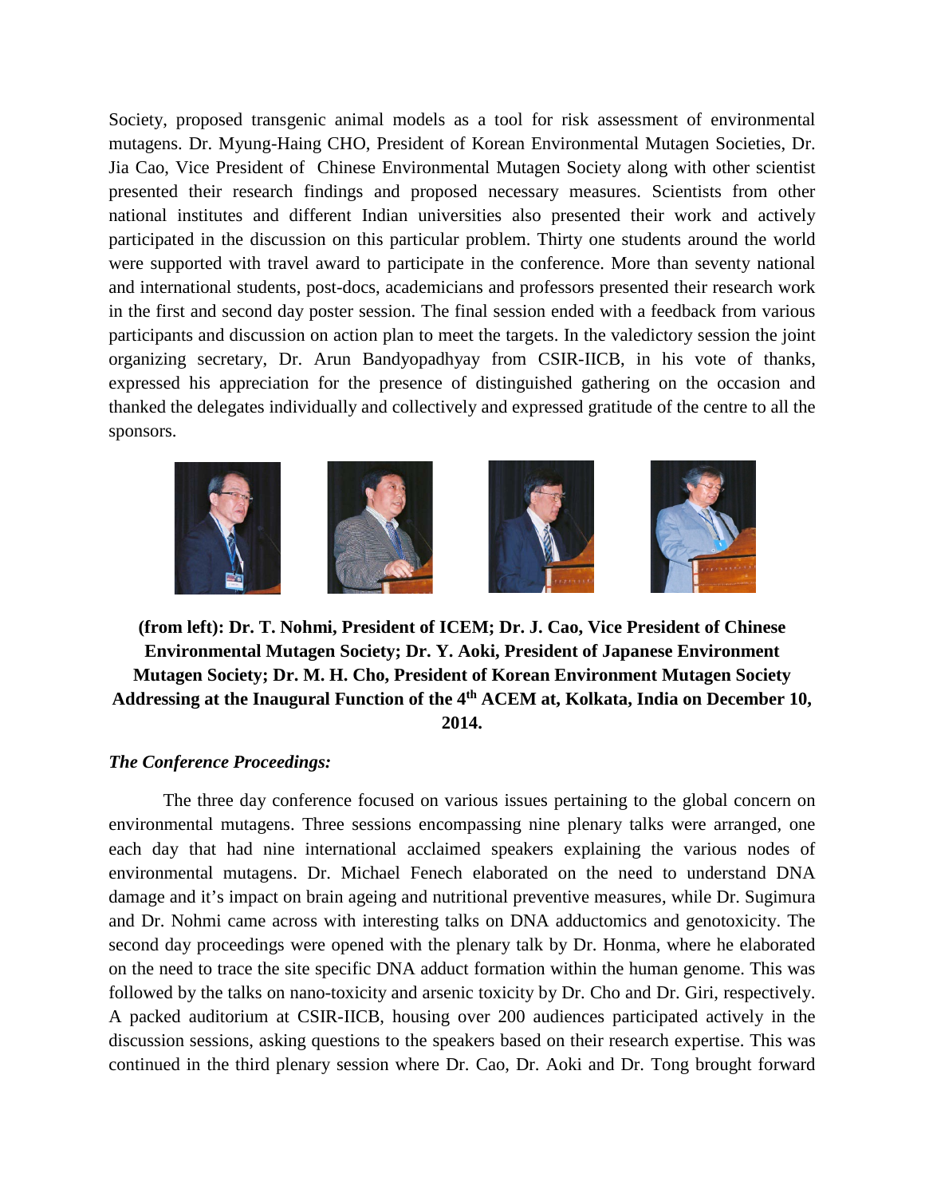Society, proposed transgenic animal models as a tool for risk assessment of environmental mutagens. Dr. Myung-Haing CHO, President of Korean Environmental Mutagen Societies, Dr. Jia Cao, Vice President of Chinese Environmental Mutagen Society along with other scientist presented their research findings and proposed necessary measures. Scientists from other national institutes and different Indian universities also presented their work and actively participated in the discussion on this particular problem. Thirty one students around the world were supported with travel award to participate in the conference. More than seventy national and international students, post-docs, academicians and professors presented their research work in the first and second day poster session. The final session ended with a feedback from various participants and discussion on action plan to meet the targets. In the valedictory session the joint organizing secretary, Dr. Arun Bandyopadhyay from CSIR-IICB, in his vote of thanks, expressed his appreciation for the presence of distinguished gathering on the occasion and thanked the delegates individually and collectively and expressed gratitude of the centre to all the sponsors.

**(from left): Dr. T. Nohmi, President of ICEM; Dr. J. Cao, Vice President of Chinese Environmental Mutagen Society; Dr. Y. Aoki, President of Japanese Environment Mutagen Society; Dr. M. H. Cho, President of Korean Environment Mutagen Society Addressing at the Inaugural Function of the 4th ACEM at, Kolkata, India on December 10, 2014.**

***The Conference Proceedings:***

The three day conference focused on various issues pertaining to the global concern on environmental mutagens. Three sessions encompassing nine plenary talks were arranged, one each day that had nine international acclaimed speakers explaining the various nodes of environmental mutagens. Dr. Michael Fenech elaborated on the need to understand DNA damage and it's impact on brain ageing and nutritional preventive measures, while Dr. Sugimura and Dr. Nohmi came across with interesting talks on DNA adductomics and genotoxicity. The second day proceedings were opened with the plenary talk by Dr. Honma, where he elaborated on the need to trace the site specific DNA adduct formation within the human genome. This was followed by the talks on nano-toxicity and arsenic toxicity by Dr. Cho and Dr. Giri, respectively. A packed auditorium at CSIR-IICB, housing over 200 audiences participated actively in the discussion sessions, asking questions to the speakers based on their research expertise. This was continued in the third plenary session where Dr. Cao, Dr. Aoki and Dr. Tong brought forward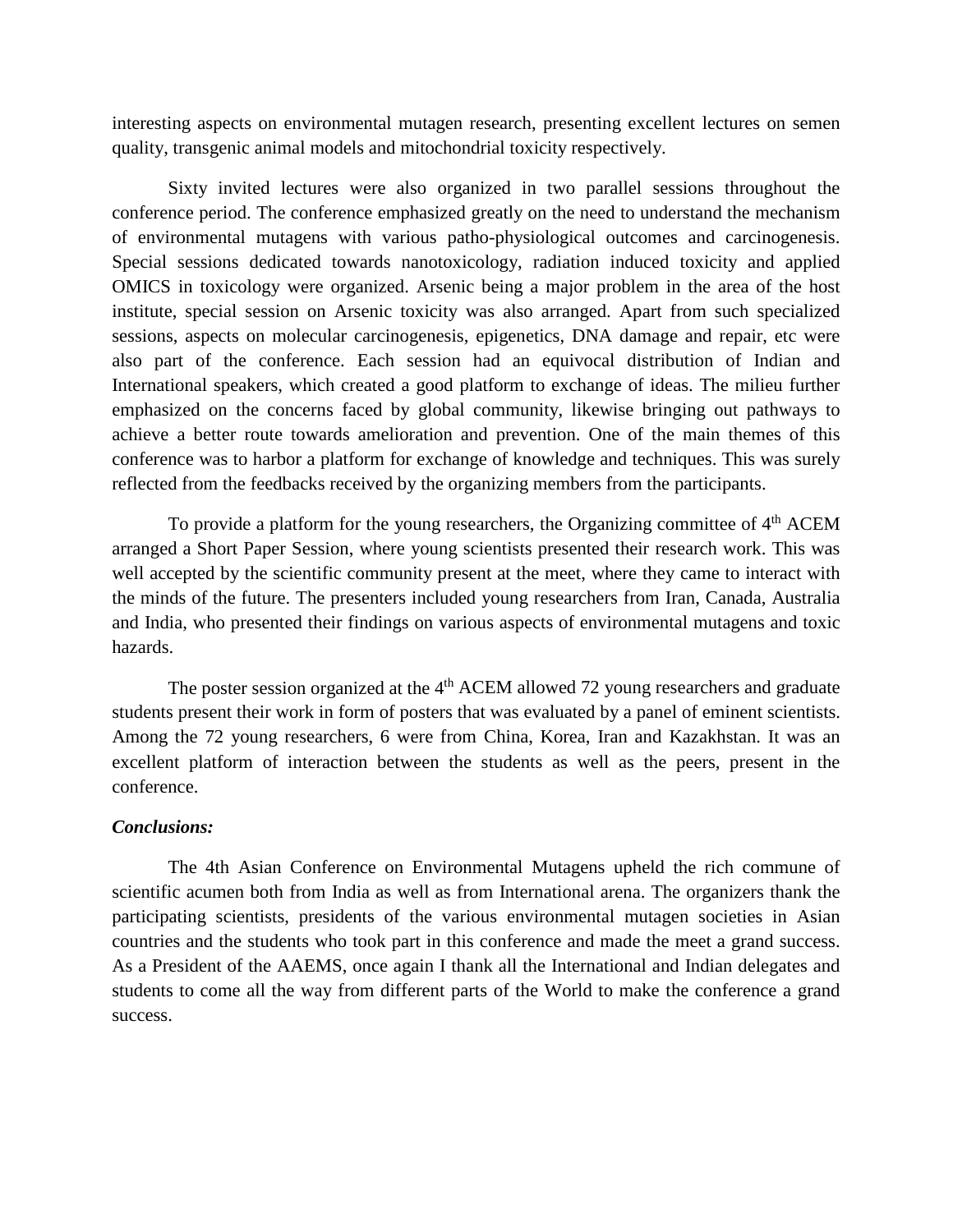interesting aspects on environmental mutagen research, presenting excellent lectures on semen quality, transgenic animal models and mitochondrial toxicity respectively.

Sixty invited lectures were also organized in two parallel sessions throughout the conference period. The conference emphasized greatly on the need to understand the mechanism of environmental mutagens with various patho-physiological outcomes and carcinogenesis. Special sessions dedicated towards nanotoxicology, radiation induced toxicity and applied OMICS in toxicology were organized. Arsenic being a major problem in the area of the host institute, special session on Arsenic toxicity was also arranged. Apart from such specialized sessions, aspects on molecular carcinogenesis, epigenetics, DNA damage and repair, etc were also part of the conference. Each session had an equivocal distribution of Indian and International speakers, which created a good platform to exchange of ideas. The milieu further emphasized on the concerns faced by global community, likewise bringing out pathways to achieve a better route towards amelioration and prevention. One of the main themes of this conference was to harbor a platform for exchange of knowledge and techniques. This was surely reflected from the feedbacks received by the organizing members from the participants.

To provide a platform for the young researchers, the Organizing committee of 4th ACEM arranged a Short Paper Session, where young scientists presented their research work. This was well accepted by the scientific community present at the meet, where they came to interact with the minds of the future. The presenters included young researchers from Iran, Canada, Australia and India, who presented their findings on various aspects of environmental mutagens and toxic hazards.

The poster session organized at the 4th ACEM allowed 72 young researchers and graduate students present their work in form of posters that was evaluated by a panel of eminent scientists. Among the 72 young researchers, 6 were from China, Korea, Iran and Kazakhstan. It was an excellent platform of interaction between the students as well as the peers, present in the conference.

***Conclusions:***

The 4th Asian Conference on Environmental Mutagens upheld the rich commune of scientific acumen both from India as well as from International arena. The organizers thank the participating scientists, presidents of the various environmental mutagen societies in Asian countries and the students who took part in this conference and made the meet a grand success. As a President of the AAEMS, once again I thank all the International and Indian delegates and students to come all the way from different parts of the World to make the conference a grand success.